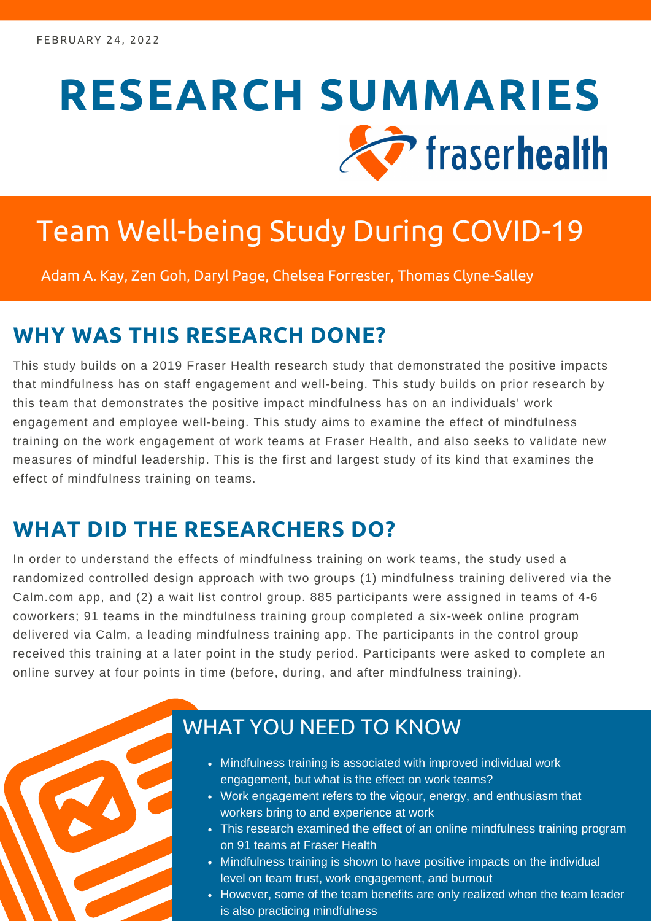FEBRUARY 24, 2022

# RESEARCH SUMMARIES

fraserhealth

## Team Well-being Study During COVID-19

Adam A. Kay, Zen Goh, Daryl Page, Chelsea Forrester, Thomas Clyne-Salley

## WHY WAS THIS RESEARCH DONE?

This study builds on a 2019 Fraser Health research study that demonstrated the positive impacts that mindfulness has on staff engagement and well-being. This study builds on prior research by this team that demonstrates the positive impact mindfulness has on an individuals' work engagement and employee well-being. This study aims to examine the effect of mindfulness training on the work engagement of work teams at Fraser Health, and also seeks to validate new measures of mindful leadership. This is the first and largest study of its kind that examines the effect of mindfulness training on teams.

## WHAT DID THE RESEARCHERS DO?

In order to understand the effects of mindfulness training on work teams, the study used a randomized controlled design approach with two groups (1) mindfulness training delivered via the Calm.com app, and (2) a wait list control group. 885 participants were assigned in teams of 4-6 coworkers; 91 teams in the mindfulness training group completed a six-week online program delivered via Calm, a leading mindfulness training app. The participants in the control group received this training at a later point in the study period. Participants were asked to complete an online survey at four points in time (before, during, and after mindfulness training).

## WHAT YOU NEED TO KNOW

- Mindfulness training is associated with improved individual work engagement, but what is the effect on work teams?
- Work engagement refers to the vigour, energy, and enthusiasm that workers bring to and experience at work
- This research examined the effect of an online mindfulness training program on 91 teams at Fraser Health
- Mindfulness training is shown to have positive impacts on the individual level on team trust, work engagement, and burnout
- However, some of the team benefits are only realized when the team leader is also practicing mindfulness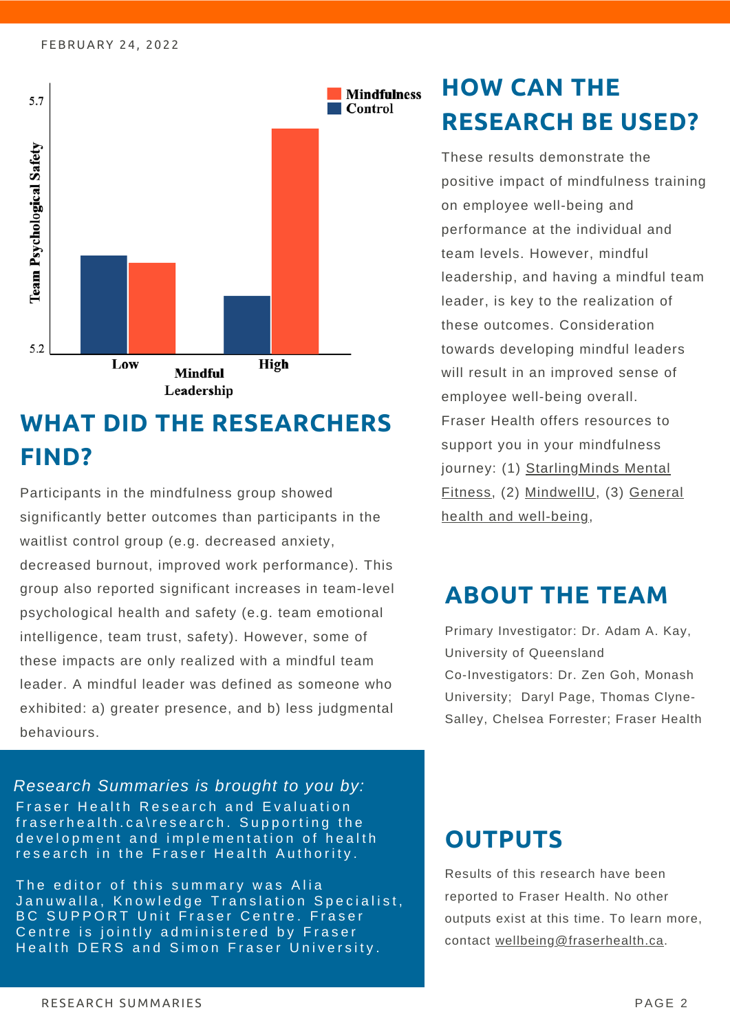FEBRUARY 24, 2022

Mindfulness
Control

5.7

Team Psychological Safety

5.2

Low

Mindful Leadership

High

## WHAT DID THE RESEARCHERS FIND?

Participants in the mindfulness group showed significantly better outcomes than participants in the waitlist control group (e.g. decreased anxiety, decreased burnout, improved work performance). This group also reported significant increases in team-level psychological health and safety (e.g. team emotional intelligence, team trust, safety). However, some of these impacts are only realized with a mindful team leader. A mindful leader was defined as someone who exhibited: a) greater presence, and b) less judgmental behaviours.

*Research Summaries is brought to you by:*
Fraser Health Research and Evaluation fraserhealth.ca\research. Supporting the development and implementation of health research in the Fraser Health Authority.

The editor of this summary was Alia Januwalla, Knowledge Translation Specialist, BC SUPPORT Unit Fraser Centre. Fraser Centre is jointly administered by Fraser Health DERS and Simon Fraser University.

## HOW CAN THE RESEARCH BE USED?

These results demonstrate the positive impact of mindfulness training on employee well-being and performance at the individual and team levels. However, mindful leadership, and having a mindful team leader, is key to the realization of these outcomes. Consideration towards developing mindful leaders will result in an improved sense of employee well-being overall. Fraser Health offers resources to support you in your mindfulness journey: (1) StarlingMinds Mental Fitness, (2) MindwellU, (3) General health and well-being,

## ABOUT THE TEAM

Primary Investigator: Dr. Adam A. Kay, University of Queensland
Co-Investigators: Dr. Zen Goh, Monash University; Daryl Page, Thomas Clyne-Salley, Chelsea Forrester; Fraser Health

## OUTPUTS

Results of this research have been reported to Fraser Health. No other outputs exist at this time. To learn more, contact wellbeing@fraserhealth.ca.